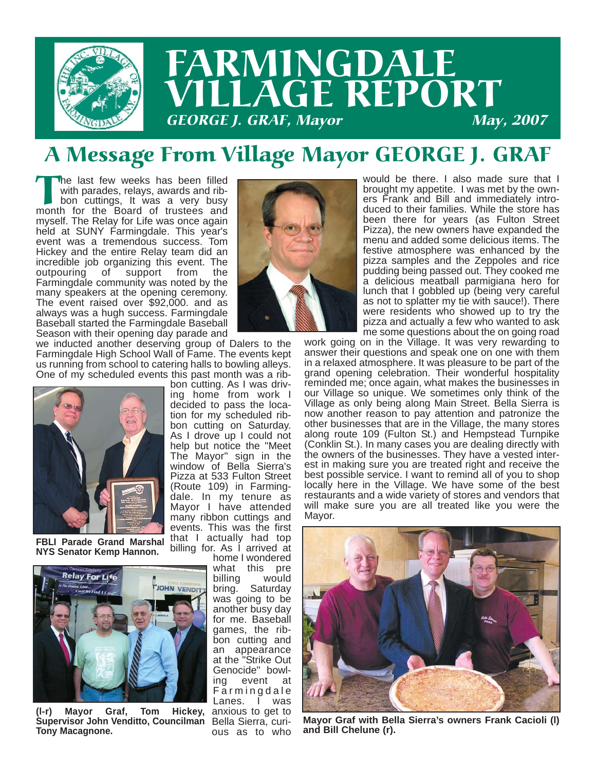# FARMINGDALE VILLAGE REPORT

*GEORGE J. GRAF, Mayor* *May, 2007*

## A Message From Village Mayor GEORGE J. GRAF

The last few weeks has been filled with parades, relays, awards and ribbon cuttings, It was a very busy month for the Board of trustees and myself. The Relay for Life was once again held at SUNY Farmingdale. This year's event was a tremendous success. Tom Hickey and the entire Relay team did an incredible job organizing this event. The outpouring of support from the Farmingdale community was noted by the many speakers at the opening ceremony. The event raised over $92,000. and as always was a hugh success. Farmingdale Baseball started the Farmingdale Baseball Season with their opening day parade and we inducted another deserving group of Dalers to the Farmingdale High School Wall of Fame. The events kept us running from school to catering halls to bowling alleys. One of my scheduled events this past month was a ribbon cutting. As I was driving home from work I decided to pass the location for my scheduled ribbon cutting on Saturday. As I drove up I could not help but notice the "Meet The Mayor" sign in the window of Bella Sierra's Pizza at 533 Fulton Street (Route 109) in Farmingdale. In my tenure as Mayor I have attended many ribbon cuttings and events. This was the first that I actually had top billing for. As I arrived at home I wondered what this pre billing would bring. Saturday was going to be another busy day for me. Baseball games, the ribbon cutting and an appearance at the "Strike Out Genocide" bowling event at Farmingdale Lanes. I was anxious to get to Bella Sierra, curious as to who would be there. I also made sure that I brought my appetite. I was met by the owners Frank and Bill and immediately introduced to their families. While the store has been there for years (as Fulton Street Pizza), the new owners have expanded the menu and added some delicious items. The festive atmosphere was enhanced by the pizza samples and the Zeppoles and rice pudding being passed out. They cooked me a delicious meatball parmigiana hero for lunch that I gobbled up (being very careful as not to splatter my tie with sauce!). There were residents who showed up to try the pizza and actually a few who wanted to ask me some questions about the on going road work going on in the Village. It was very rewarding to answer their questions and speak one on one with them in a relaxed atmosphere. It was pleasure to be part of the grand opening celebration. Their wonderful hospitality reminded me; once again, what makes the businesses in our Village so unique. We sometimes only think of the Village as only being along Main Street. Bella Sierra is now another reason to pay attention and patronize the other businesses that are in the Village, the many stores along route 109 (Fulton St.) and Hempstead Turnpike (Conklin St.). In many cases you are dealing directly with the owners of the businesses. They have a vested interest in making sure you are treated right and receive the best possible service. I want to remind all of you to shop locally here in the Village. We have some of the best restaurants and a wide variety of stores and vendors that will make sure you are all treated like you were the Mayor.

**FBLI Parade Grand Marshal NYS Senator Kemp Hannon.**

**(l-r) Mayor Graf, Tom Hickey, Supervisor John Venditto, Councilman Tony Macagnone.**

**Mayor Graf with Bella Sierra's owners Frank Cacioli (l) and Bill Chelune (r).**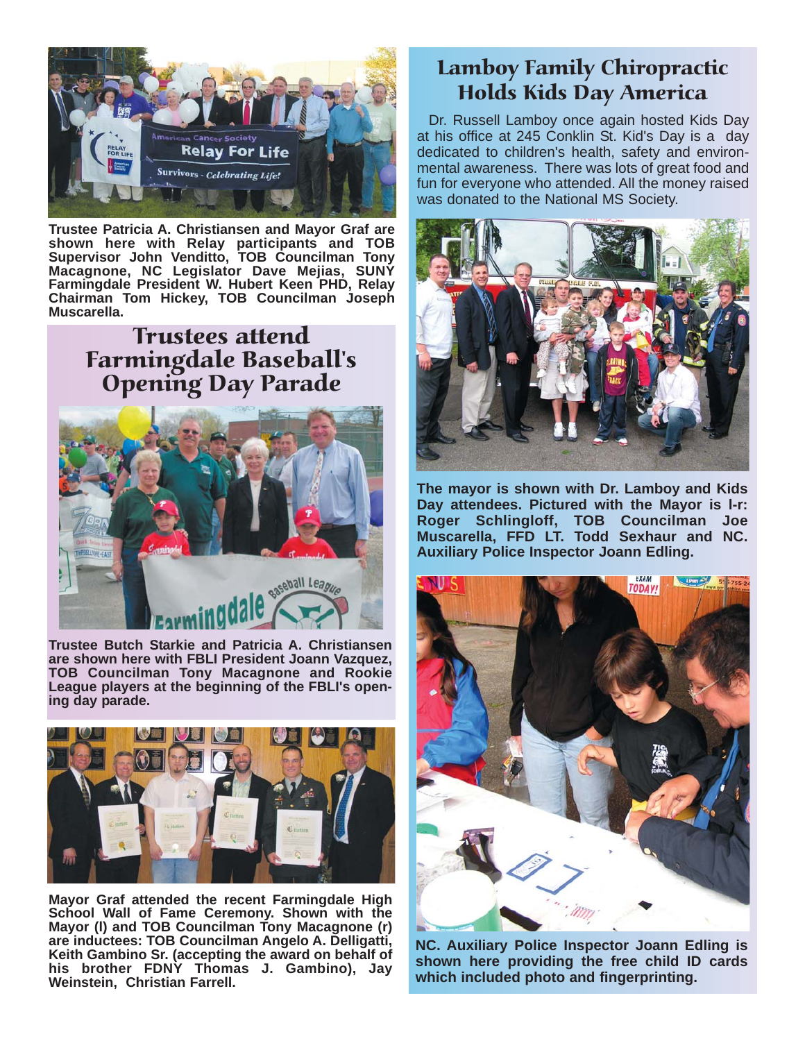Trustee Patricia A. Christiansen and Mayor Graf are shown here with Relay participants and TOB Supervisor John Venditto, TOB Councilman Tony Macagnone, NC Legislator Dave Mejias, SUNY Farmingdale President W. Hubert Keen PHD, Relay Chairman Tom Hickey, TOB Councilman Joseph Muscarella.

## Trustees attend Farmingdale Baseball's Opening Day Parade

Trustee Butch Starkie and Patricia A. Christiansen are shown here with FBLI President Joann Vazquez, TOB Councilman Tony Macagnone and Rookie League players at the beginning of the FBLI's opening day parade.

Mayor Graf attended the recent Farmingdale High School Wall of Fame Ceremony. Shown with the Mayor (l) and TOB Councilman Tony Macagnone (r) are inductees: TOB Councilman Angelo A. Delligatti, Keith Gambino Sr. (accepting the award on behalf of his brother FDNY Thomas J. Gambino), Jay Weinstein, Christian Farrell.

## Lamboy Family Chiropractic Holds Kids Day America

Dr. Russell Lamboy once again hosted Kids Day at his office at 245 Conklin St. Kid's Day is a day dedicated to children's health, safety and environmental awareness. There was lots of great food and fun for everyone who attended. All the money raised was donated to the National MS Society.

The mayor is shown with Dr. Lamboy and Kids Day attendees. Pictured with the Mayor is l-r: Roger Schlingloff, TOB Councilman Joe Muscarella, FFD LT. Todd Sexhaur and NC. Auxiliary Police Inspector Joann Edling.

NC. Auxiliary Police Inspector Joann Edling is shown here providing the free child ID cards which included photo and fingerprinting.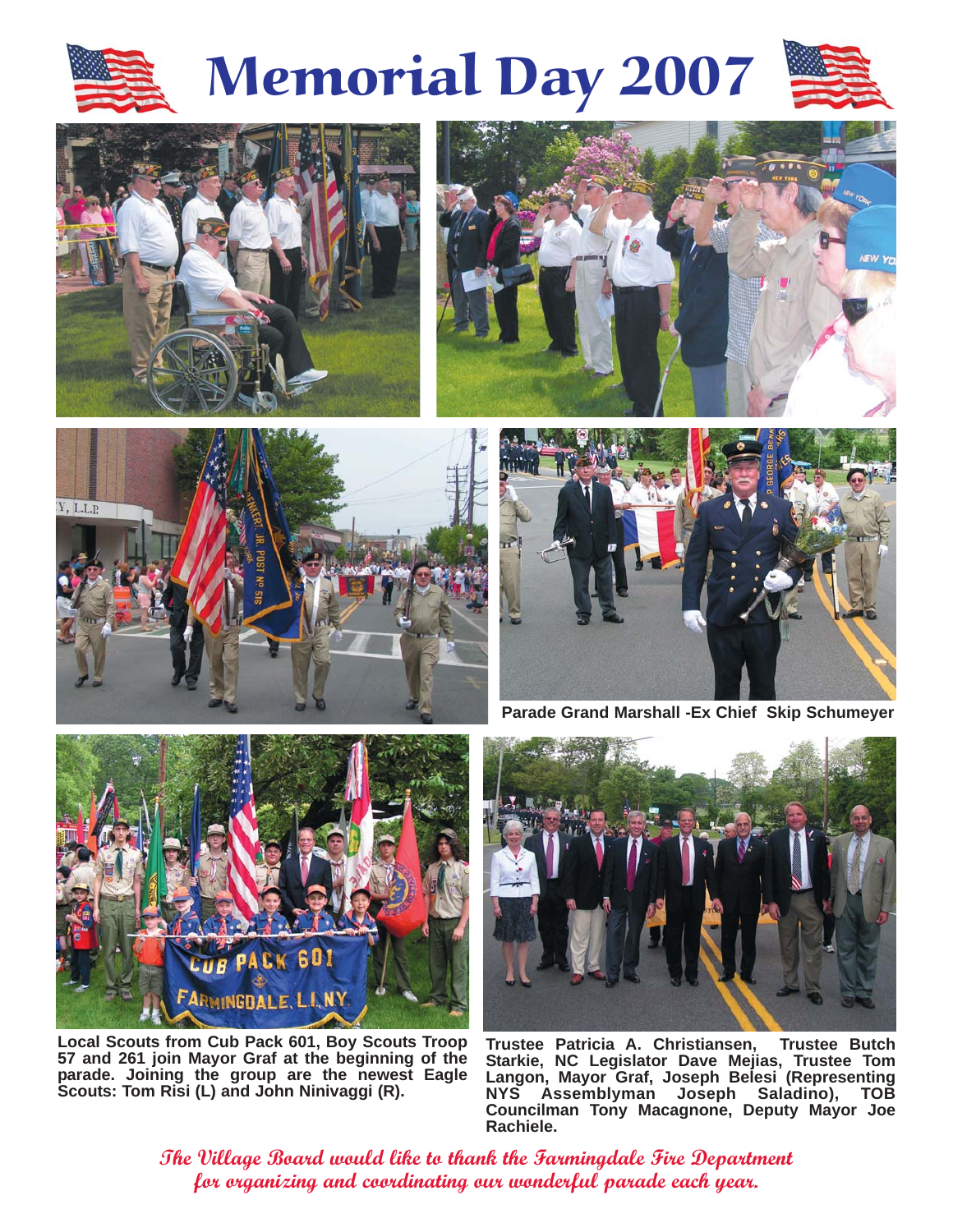# Memorial Day 2007

Parade Grand Marshall -Ex Chief Skip Schumeyer

Local Scouts from Cub Pack 601, Boy Scouts Troop 57 and 261 join Mayor Graf at the beginning of the parade. Joining the group are the newest Eagle Scouts: Tom Risi (L) and John Ninivaggi (R).

Trustee Patricia A. Christiansen, Trustee Butch Starkie, NC Legislator Dave Mejias, Trustee Tom Langon, Mayor Graf, Joseph Belesi (Representing NYS Assemblyman Joseph Saladino), TOB Councilman Tony Macagnone, Deputy Mayor Joe Rachiele.

*The Village Board would like to thank the Farmingdale Fire Department for organizing and coordinating our wonderful parade each year.*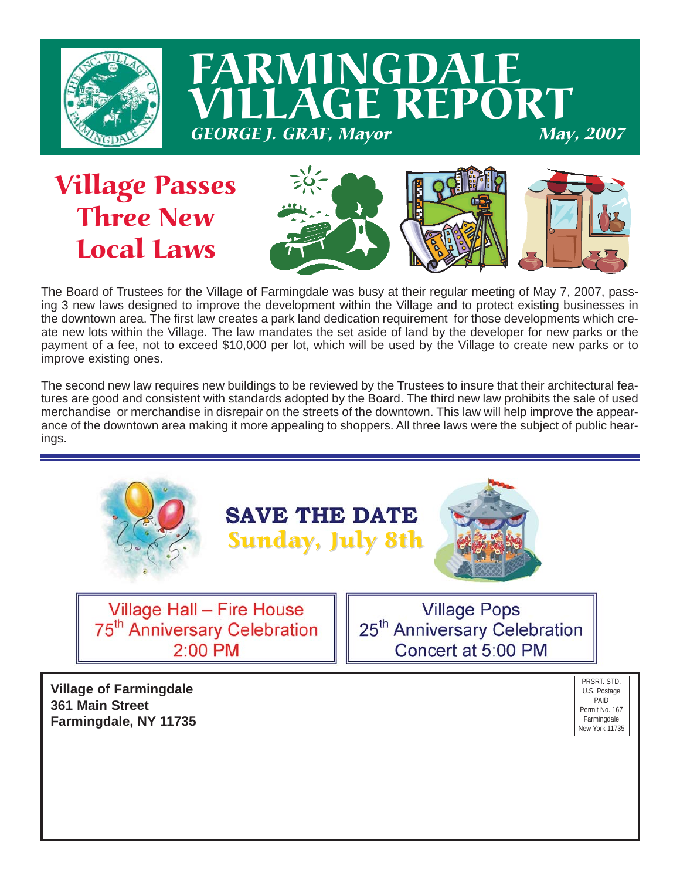# FARMINGDALE VILLAGE REPORT

*GEORGE J. GRAF, Mayor*

*May, 2007*

## Village Passes Three New Local Laws

The Board of Trustees for the Village of Farmingdale was busy at their regular meeting of May 7, 2007, passing 3 new laws designed to improve the development within the Village and to protect existing businesses in the downtown area. The first law creates a park land dedication requirement for those developments which create new lots within the Village. The law mandates the set aside of land by the developer for new parks or the payment of a fee, not to exceed $10,000 per lot, which will be used by the Village to create new parks or to improve existing ones.

The second new law requires new buildings to be reviewed by the Trustees to insure that their architectural features are good and consistent with standards adopted by the Board. The third new law prohibits the sale of used merchandise or merchandise in disrepair on the streets of the downtown. This law will help improve the appearance of the downtown area making it more appealing to shoppers. All three laws were the subject of public hearings.

## SAVE THE DATE

### Sunday, July 8th

Village Hall – Fire House
75th Anniversary Celebration
2:00 PM

Village Pops
25th Anniversary Celebration
Concert at 5:00 PM

**Village of Farmingdale**
**361 Main Street**
**Farmingdale, NY 11735**

PRSRT. STD.
U.S. Postage
PAID
Permit No. 167
Farmingdale
New York 11735